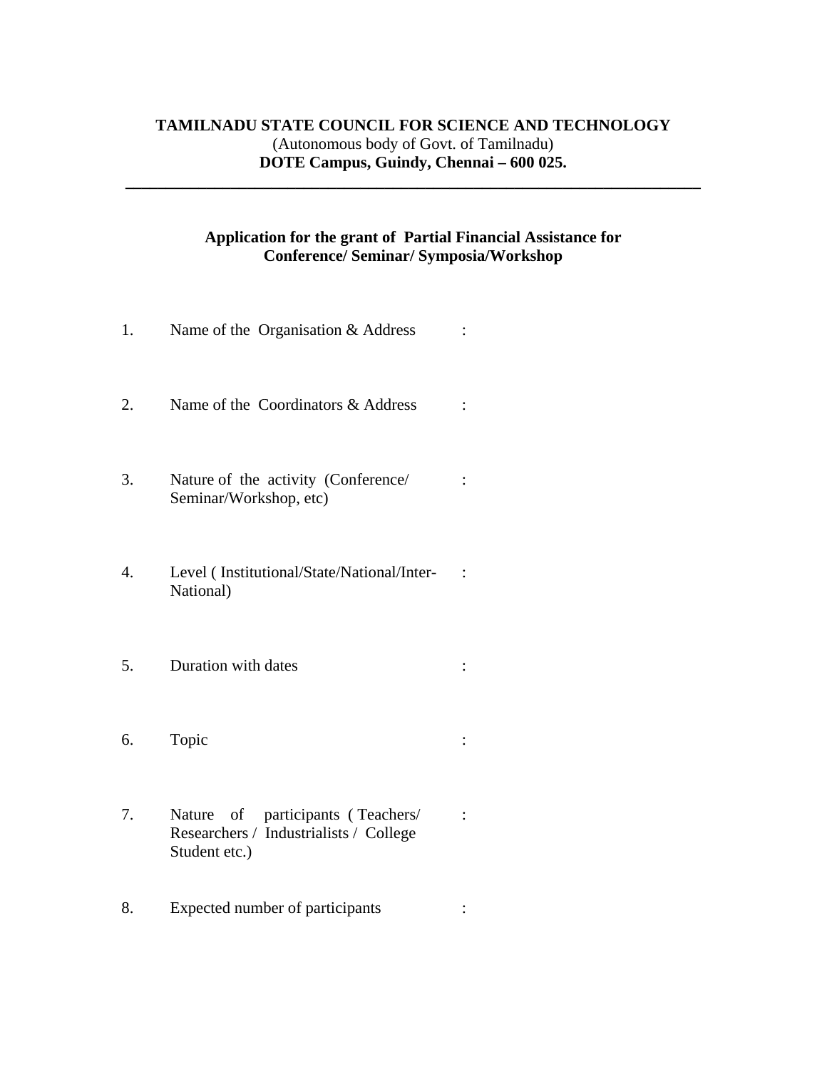**TAMILNADU STATE COUNCIL FOR SCIENCE AND TECHNOLOGY**
(Autonomous body of Govt. of Tamilnadu)
**DOTE Campus, Guindy, Chennai – 600 025.**

---

**Application for the grant of Partial Financial Assistance for Conference/ Seminar/ Symposia/Workshop**

1. Name of the Organisation & Address :

2. Name of the Coordinators & Address :

3. Nature of the activity (Conference/ Seminar/Workshop, etc) :

4. Level ( Institutional/State/National/Inter-National) :

5. Duration with dates :

6. Topic :

7. Nature of participants ( Teachers/ Researchers / Industrialists / College Student etc.) :

8. Expected number of participants :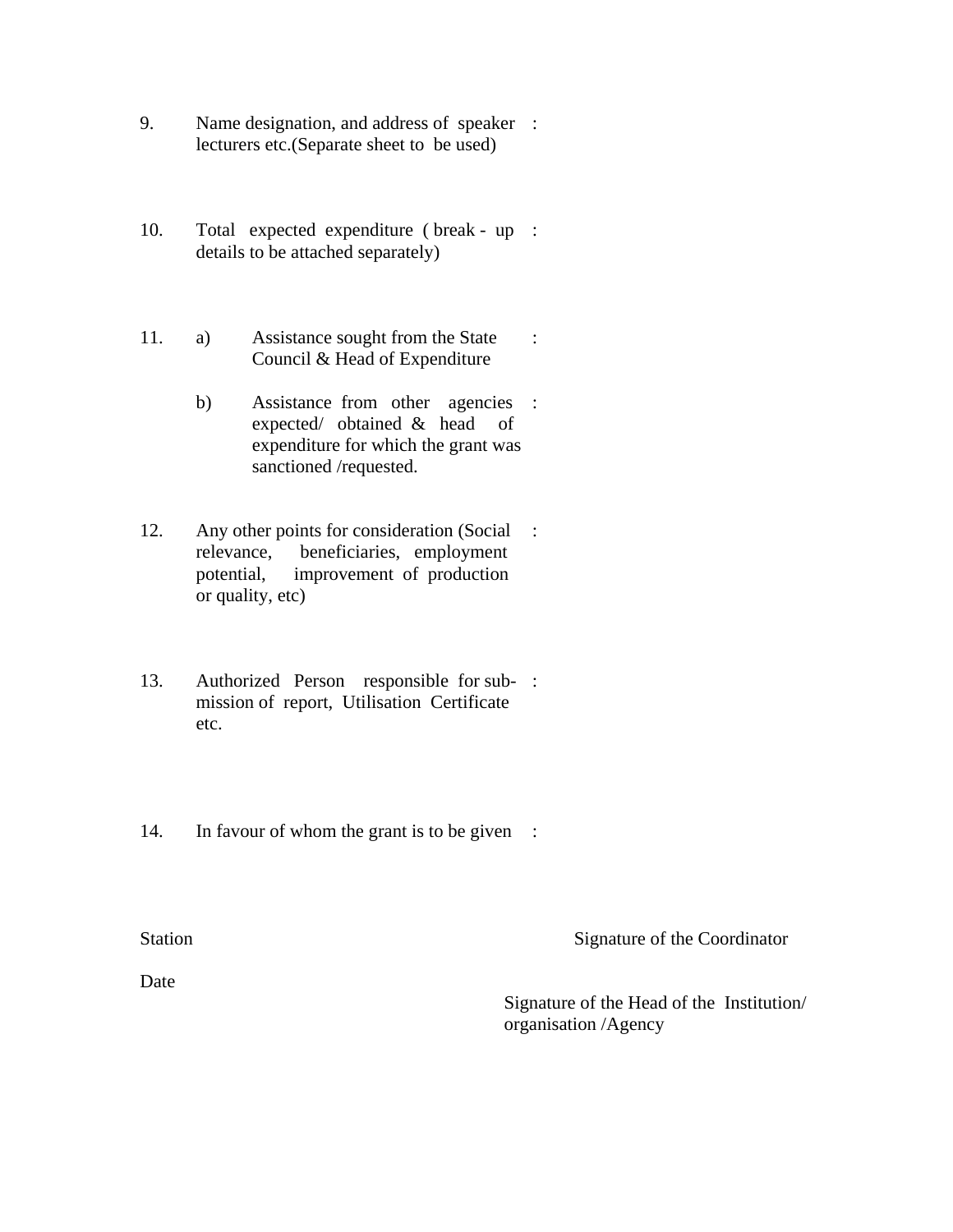9. Name designation, and address of speaker lecturers etc.(Separate sheet to be used) :

10. Total expected expenditure ( break - up details to be attached separately) :

11. a) Assistance sought from the State Council & Head of Expenditure :

    b) Assistance from other agencies expected/ obtained & head of expenditure for which the grant was sanctioned /requested. :

12. Any other points for consideration (Social relevance, beneficiaries, employment potential, improvement of production or quality, etc) :

13. Authorized Person responsible for submission of report, Utilisation Certificate etc. :

14. In favour of whom the grant is to be given :

Station

Signature of the Coordinator

Date

Signature of the Head of the Institution/ organisation /Agency